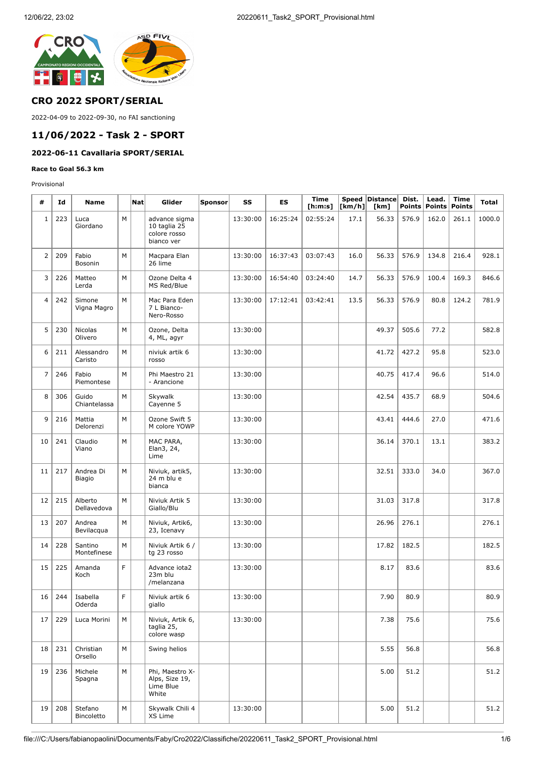## CRO 2022 SPORT/SERIAL

2022-04-09 to 2022-09-30, no FAI sanctioning

## 11/06/2022 - Task 2 - SPORT

### 2022-06-11 Cavallaria SPORT/SERIAL

#### Race to Goal 56.3 km

Provisional

| # | Id | Name | | Nat | Glider | Sponsor | SS | ES | Time [h:m:s] | Speed [km/h] | Distance [km] | Dist. Points | Lead. Points | Time Points | Total |
|---|---|---|---|---|---|---|---|---|---|---|---|---|---|---|---|
| 1 | 223 | Luca Giordano | M | | advance sigma 10 taglia 25 colore rosso bianco ver | | 13:30:00 | 16:25:24 | 02:55:24 | 17.1 | 56.33 | 576.9 | 162.0 | 261.1 | 1000.0 |
| 2 | 209 | Fabio Bosonin | M | | Macpara Elan 26 lime | | 13:30:00 | 16:37:43 | 03:07:43 | 16.0 | 56.33 | 576.9 | 134.8 | 216.4 | 928.1 |
| 3 | 226 | Matteo Lerda | M | | Ozone Delta 4 MS Red/Blue | | 13:30:00 | 16:54:40 | 03:24:40 | 14.7 | 56.33 | 576.9 | 100.4 | 169.3 | 846.6 |
| 4 | 242 | Simone Vigna Magro | M | | Mac Para Eden 7 L Bianco-Nero-Rosso | | 13:30:00 | 17:12:41 | 03:42:41 | 13.5 | 56.33 | 576.9 | 80.8 | 124.2 | 781.9 |
| 5 | 230 | Nicolas Olivero | M | | Ozone, Delta 4, ML, agyr | | 13:30:00 | | | | 49.37 | 505.6 | 77.2 | | 582.8 |
| 6 | 211 | Alessandro Caristo | M | | niviuk artik 6 rosso | | 13:30:00 | | | | 41.72 | 427.2 | 95.8 | | 523.0 |
| 7 | 246 | Fabio Piemontese | M | | Phi Maestro 21 - Arancione | | 13:30:00 | | | | 40.75 | 417.4 | 96.6 | | 514.0 |
| 8 | 306 | Guido Chiantelassa | M | | Skywalk Cayenne 5 | | 13:30:00 | | | | 42.54 | 435.7 | 68.9 | | 504.6 |
| 9 | 216 | Mattia Delorenzi | M | | Ozone Swift 5 M colore YOWP | | 13:30:00 | | | | 43.41 | 444.6 | 27.0 | | 471.6 |
| 10 | 241 | Claudio Viano | M | | MAC PARA, Elan3, 24, Lime | | 13:30:00 | | | | 36.14 | 370.1 | 13.1 | | 383.2 |
| 11 | 217 | Andrea Di Biagio | M | | Niviuk, artik5, 24 m blu e bianca | | 13:30:00 | | | | 32.51 | 333.0 | 34.0 | | 367.0 |
| 12 | 215 | Alberto Dellavedova | M | | Niviuk Artik 5 Giallo/Blu | | 13:30:00 | | | | 31.03 | 317.8 | | | 317.8 |
| 13 | 207 | Andrea Bevilacqua | M | | Niviuk, Artik6, 23, Icenavy | | 13:30:00 | | | | 26.96 | 276.1 | | | 276.1 |
| 14 | 228 | Santino Montefinese | M | | Niviuk Artik 6 / tg 23 rosso | | 13:30:00 | | | | 17.82 | 182.5 | | | 182.5 |
| 15 | 225 | Amanda Koch | F | | Advance iota2 23m blu /melanzana | | 13:30:00 | | | | 8.17 | 83.6 | | | 83.6 |
| 16 | 244 | Isabella Oderda | F | | Niviuk artik 6 giallo | | 13:30:00 | | | | 7.90 | 80.9 | | | 80.9 |
| 17 | 229 | Luca Morini | M | | Niviuk, Artik 6, taglia 25, colore wasp | | 13:30:00 | | | | 7.38 | 75.6 | | | 75.6 |
| 18 | 231 | Christian Orsello | M | | Swing helios | | | | | | 5.55 | 56.8 | | | 56.8 |
| 19 | 236 | Michele Spagna | M | | Phi, Maestro X-Alps, Size 19, Lime Blue White | | | | | | 5.00 | 51.2 | | | 51.2 |
| 19 | 208 | Stefano Bincoletto | M | | Skywalk Chili 4 XS Lime | | 13:30:00 | | | | 5.00 | 51.2 | | | 51.2 |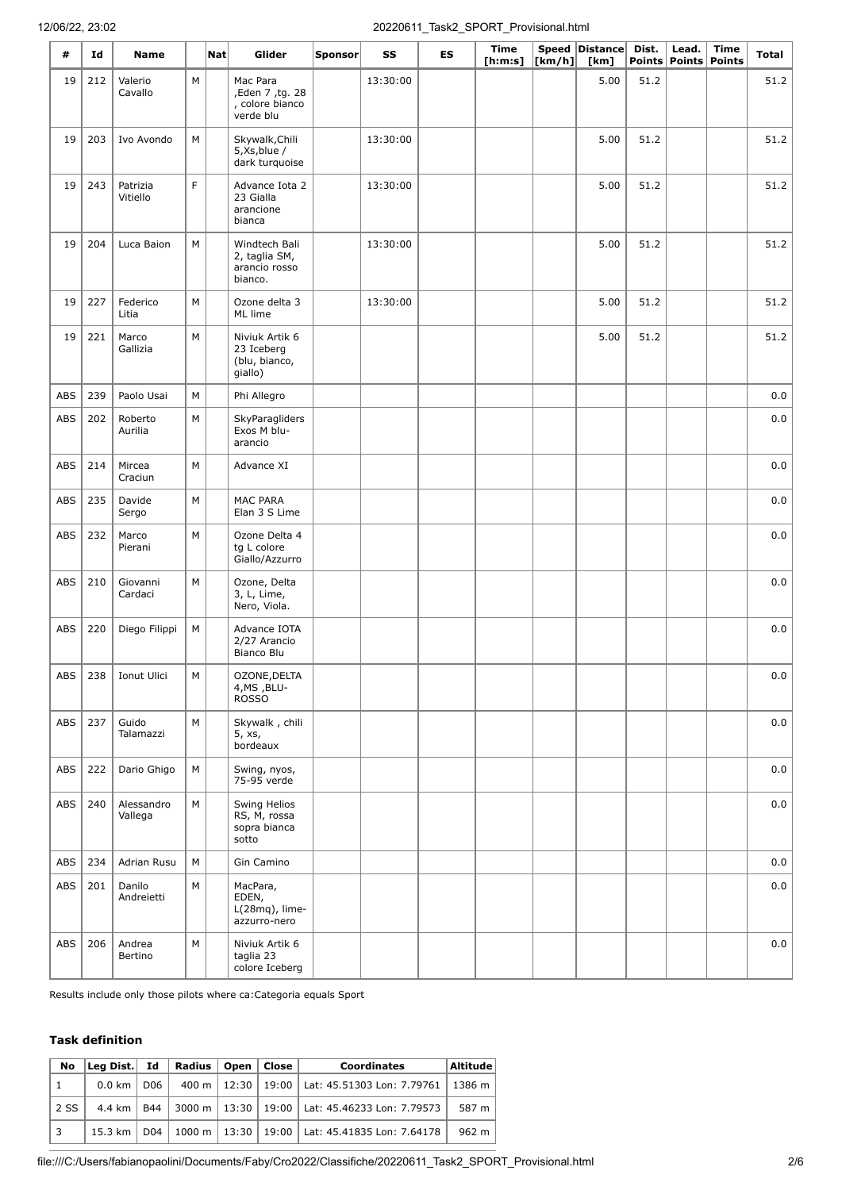| # | Id | Name | | Nat | Glider | Sponsor | SS | ES | Time [h:m:s] | Speed [km/h] | Distance [km] | Dist. Points | Lead. Points | Time Points | Total |
|---|---|---|---|---|---|---|---|---|---|---|---|---|---|---|---|
| 19 | 212 | Valerio Cavallo | M | | Mac Para ,Eden 7 ,tg. 28 , colore bianco verde blu | | 13:30:00 | | | | 5.00 | 51.2 | | | 51.2 |
| 19 | 203 | Ivo Avondo | M | | Skywalk,Chili 5,Xs,blue / dark turquoise | | 13:30:00 | | | | 5.00 | 51.2 | | | 51.2 |
| 19 | 243 | Patrizia Vitiello | F | | Advance Iota 2 23 Gialla arancione bianca | | 13:30:00 | | | | 5.00 | 51.2 | | | 51.2 |
| 19 | 204 | Luca Baion | M | | Windtech Bali 2, taglia SM, arancio rosso bianco. | | 13:30:00 | | | | 5.00 | 51.2 | | | 51.2 |
| 19 | 227 | Federico Litia | M | | Ozone delta 3 ML lime | | 13:30:00 | | | | 5.00 | 51.2 | | | 51.2 |
| 19 | 221 | Marco Gallizia | M | | Niviuk Artik 6 23 Iceberg (blu, bianco, giallo) | | | | | | 5.00 | 51.2 | | | 51.2 |
| ABS | 239 | Paolo Usai | M | | Phi Allegro | | | | | | | | | | 0.0 |
| ABS | 202 | Roberto Aurilia | M | | SkyParagliders Exos M blu-arancio | | | | | | | | | | 0.0 |
| ABS | 214 | Mircea Craciun | M | | Advance XI | | | | | | | | | | 0.0 |
| ABS | 235 | Davide Sergo | M | | MAC PARA Elan 3 S Lime | | | | | | | | | | 0.0 |
| ABS | 232 | Marco Pierani | M | | Ozone Delta 4 tg L colore Giallo/Azzurro | | | | | | | | | | 0.0 |
| ABS | 210 | Giovanni Cardaci | M | | Ozone, Delta 3, L, Lime, Nero, Viola. | | | | | | | | | | 0.0 |
| ABS | 220 | Diego Filippi | M | | Advance IOTA 2/27 Arancio Bianco Blu | | | | | | | | | | 0.0 |
| ABS | 238 | Ionut Ulici | M | | OZONE,DELTA 4,MS ,BLU-ROSSO | | | | | | | | | | 0.0 |
| ABS | 237 | Guido Talamazzi | M | | Skywalk , chili 5, xs, bordeaux | | | | | | | | | | 0.0 |
| ABS | 222 | Dario Ghigo | M | | Swing, nyos, 75-95 verde | | | | | | | | | | 0.0 |
| ABS | 240 | Alessandro Vallega | M | | Swing Helios RS, M, rossa sopra bianca sotto | | | | | | | | | | 0.0 |
| ABS | 234 | Adrian Rusu | M | | Gin Camino | | | | | | | | | | 0.0 |
| ABS | 201 | Danilo Andreietti | M | | MacPara, EDEN, L(28mq), lime-azzurro-nero | | | | | | | | | | 0.0 |
| ABS | 206 | Andrea Bertino | M | | Niviuk Artik 6 taglia 23 colore Iceberg | | | | | | | | | | 0.0 |

Results include only those pilots where ca:Categoria equals Sport

### Task definition

| No | Leg Dist. | Id | Radius | Open | Close | Coordinates | Altitude |
|---|---|---|---|---|---|---|---|
| 1 | 0.0 km | D06 | 400 m | 12:30 | 19:00 | Lat: 45.51303 Lon: 7.79761 | 1386 m |
| 2 SS | 4.4 km | B44 | 3000 m | 13:30 | 19:00 | Lat: 45.46233 Lon: 7.79573 | 587 m |
| 3 | 15.3 km | D04 | 1000 m | 13:30 | 19:00 | Lat: 45.41835 Lon: 7.64178 | 962 m |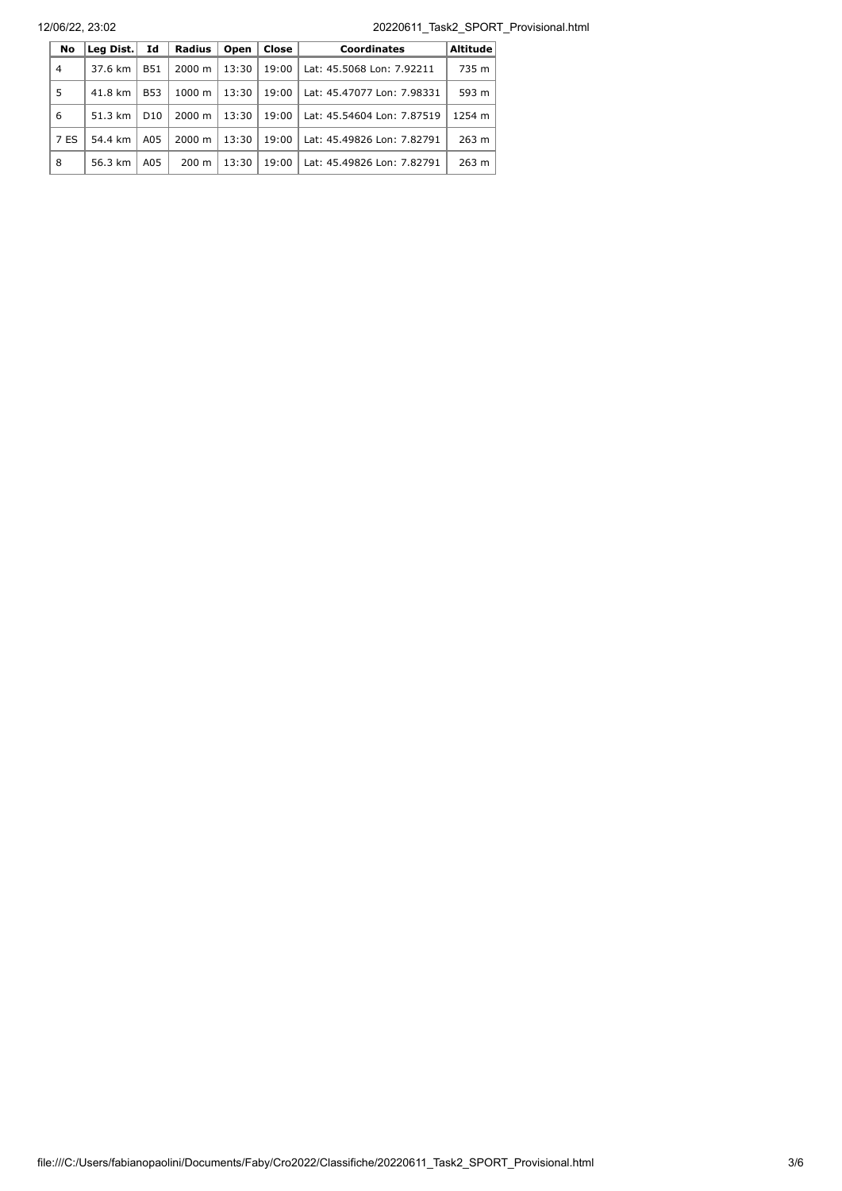| No | Leg Dist. | Id | Radius | Open | Close | Coordinates | Altitude |
|---|---|---|---|---|---|---|---|
| 4 | 37.6 km | B51 | 2000 m | 13:30 | 19:00 | Lat: 45.5068 Lon: 7.92211 | 735 m |
| 5 | 41.8 km | B53 | 1000 m | 13:30 | 19:00 | Lat: 45.47077 Lon: 7.98331 | 593 m |
| 6 | 51.3 km | D10 | 2000 m | 13:30 | 19:00 | Lat: 45.54604 Lon: 7.87519 | 1254 m |
| 7 ES | 54.4 km | A05 | 2000 m | 13:30 | 19:00 | Lat: 45.49826 Lon: 7.82791 | 263 m |
| 8 | 56.3 km | A05 | 200 m | 13:30 | 19:00 | Lat: 45.49826 Lon: 7.82791 | 263 m |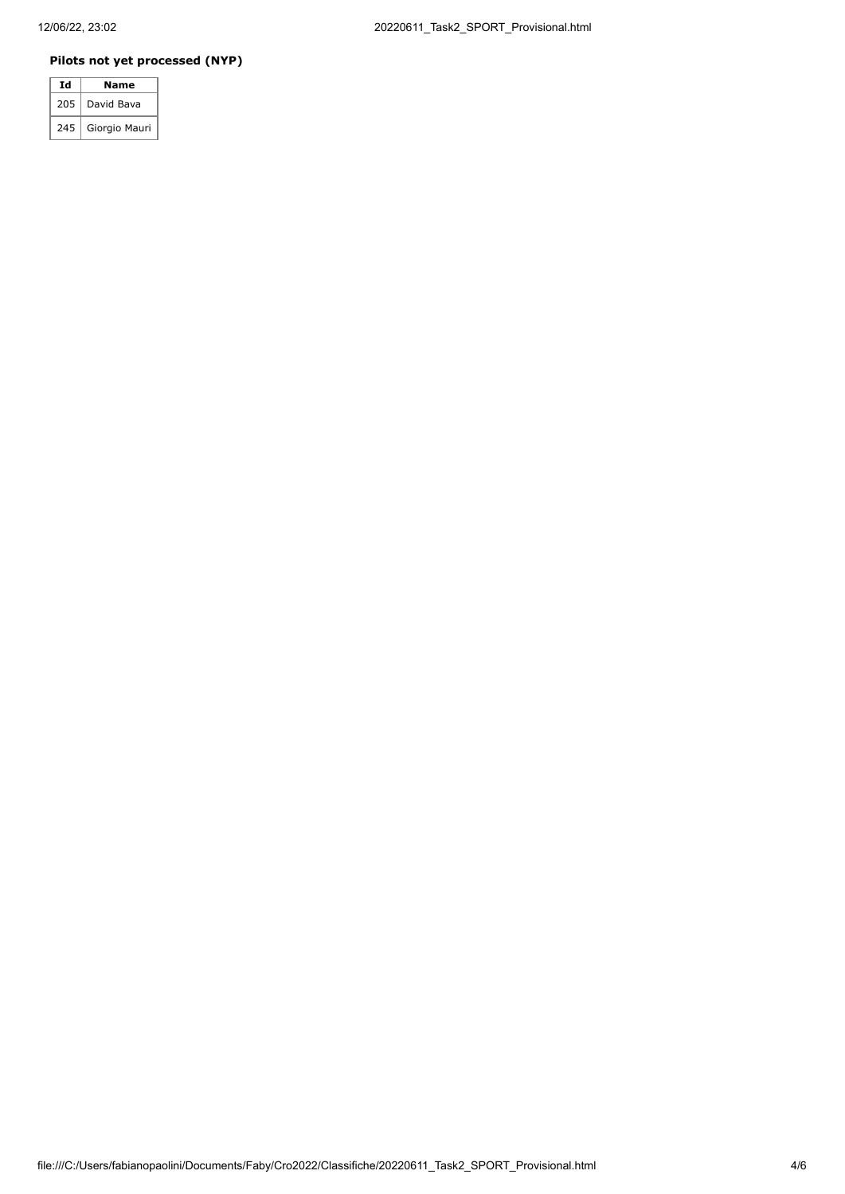**Pilots not yet processed (NYP)**

| Id | Name |
|---|---|
| 205 | David Bava |
| 245 | Giorgio Mauri |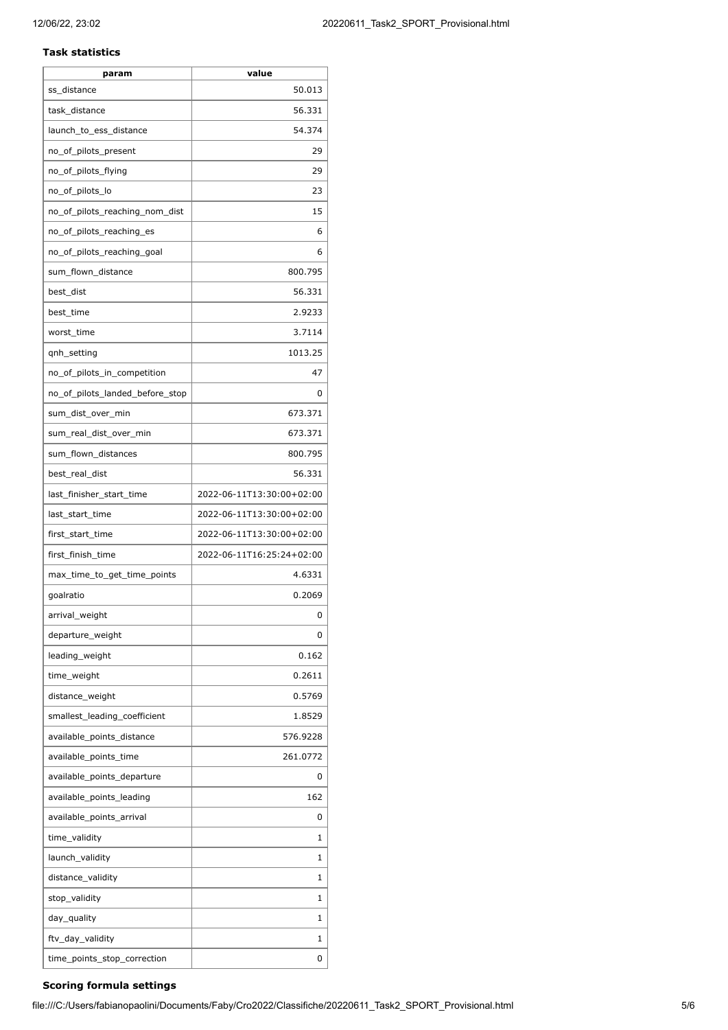**Task statistics**

| param | value |
|---|---|
| ss_distance | 50.013 |
| task_distance | 56.331 |
| launch_to_ess_distance | 54.374 |
| no_of_pilots_present | 29 |
| no_of_pilots_flying | 29 |
| no_of_pilots_lo | 23 |
| no_of_pilots_reaching_nom_dist | 15 |
| no_of_pilots_reaching_es | 6 |
| no_of_pilots_reaching_goal | 6 |
| sum_flown_distance | 800.795 |
| best_dist | 56.331 |
| best_time | 2.9233 |
| worst_time | 3.7114 |
| qnh_setting | 1013.25 |
| no_of_pilots_in_competition | 47 |
| no_of_pilots_landed_before_stop | 0 |
| sum_dist_over_min | 673.371 |
| sum_real_dist_over_min | 673.371 |
| sum_flown_distances | 800.795 |
| best_real_dist | 56.331 |
| last_finisher_start_time | 2022-06-11T13:30:00+02:00 |
| last_start_time | 2022-06-11T13:30:00+02:00 |
| first_start_time | 2022-06-11T13:30:00+02:00 |
| first_finish_time | 2022-06-11T16:25:24+02:00 |
| max_time_to_get_time_points | 4.6331 |
| goalratio | 0.2069 |
| arrival_weight | 0 |
| departure_weight | 0 |
| leading_weight | 0.162 |
| time_weight | 0.2611 |
| distance_weight | 0.5769 |
| smallest_leading_coefficient | 1.8529 |
| available_points_distance | 576.9228 |
| available_points_time | 261.0772 |
| available_points_departure | 0 |
| available_points_leading | 162 |
| available_points_arrival | 0 |
| time_validity | 1 |
| launch_validity | 1 |
| distance_validity | 1 |
| stop_validity | 1 |
| day_quality | 1 |
| ftv_day_validity | 1 |
| time_points_stop_correction | 0 |

**Scoring formula settings**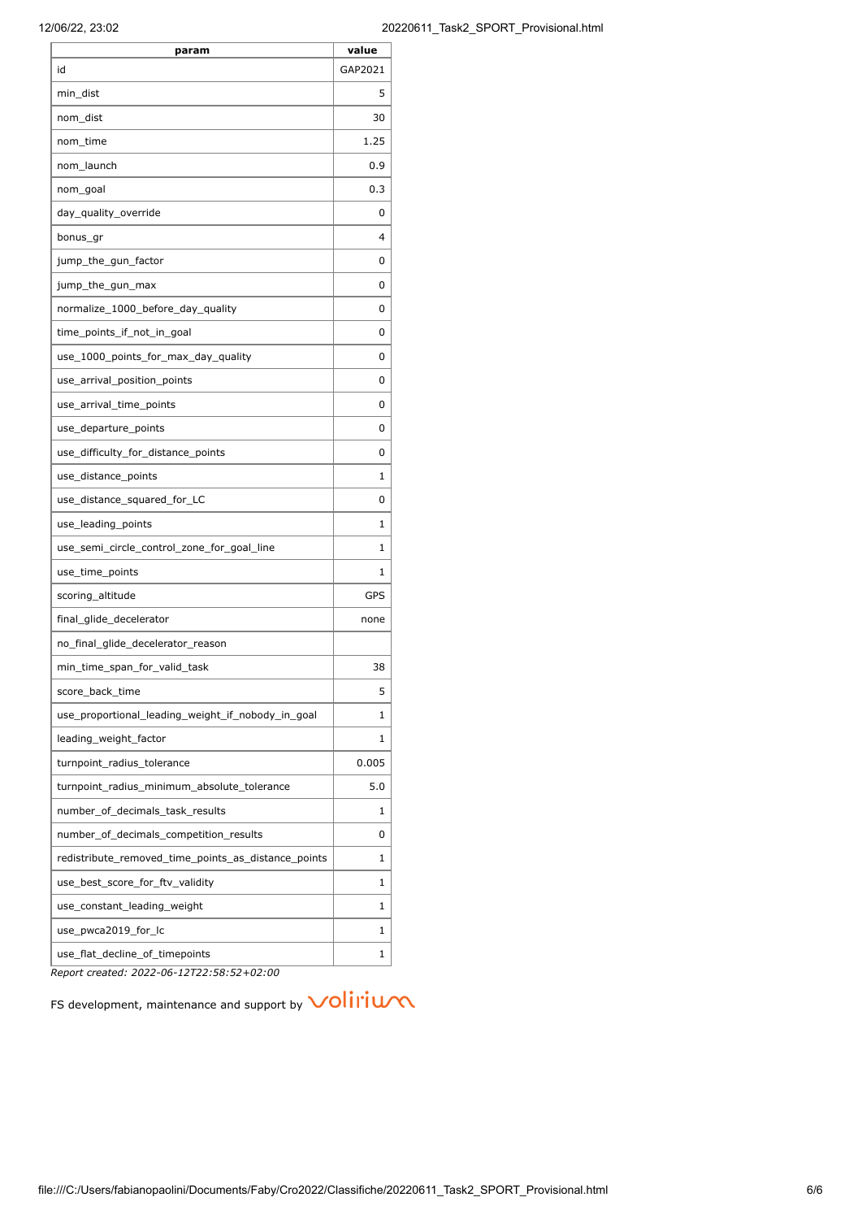| param | value |
|---|---|
| id | GAP2021 |
| min_dist | 5 |
| nom_dist | 30 |
| nom_time | 1.25 |
| nom_launch | 0.9 |
| nom_goal | 0.3 |
| day_quality_override | 0 |
| bonus_gr | 4 |
| jump_the_gun_factor | 0 |
| jump_the_gun_max | 0 |
| normalize_1000_before_day_quality | 0 |
| time_points_if_not_in_goal | 0 |
| use_1000_points_for_max_day_quality | 0 |
| use_arrival_position_points | 0 |
| use_arrival_time_points | 0 |
| use_departure_points | 0 |
| use_difficulty_for_distance_points | 0 |
| use_distance_points | 1 |
| use_distance_squared_for_LC | 0 |
| use_leading_points | 1 |
| use_semi_circle_control_zone_for_goal_line | 1 |
| use_time_points | 1 |
| scoring_altitude | GPS |
| final_glide_decelerator | none |
| no_final_glide_decelerator_reason | |
| min_time_span_for_valid_task | 38 |
| score_back_time | 5 |
| use_proportional_leading_weight_if_nobody_in_goal | 1 |
| leading_weight_factor | 1 |
| turnpoint_radius_tolerance | 0.005 |
| turnpoint_radius_minimum_absolute_tolerance | 5.0 |
| number_of_decimals_task_results | 1 |
| number_of_decimals_competition_results | 0 |
| redistribute_removed_time_points_as_distance_points | 1 |
| use_best_score_for_ftv_validity | 1 |
| use_constant_leading_weight | 1 |
| use_pwca2019_for_lc | 1 |
| use_flat_decline_of_timepoints | 1 |

*Report created: 2022-06-12T22:58:52+02:00*

FS development, maintenance and support by volirium